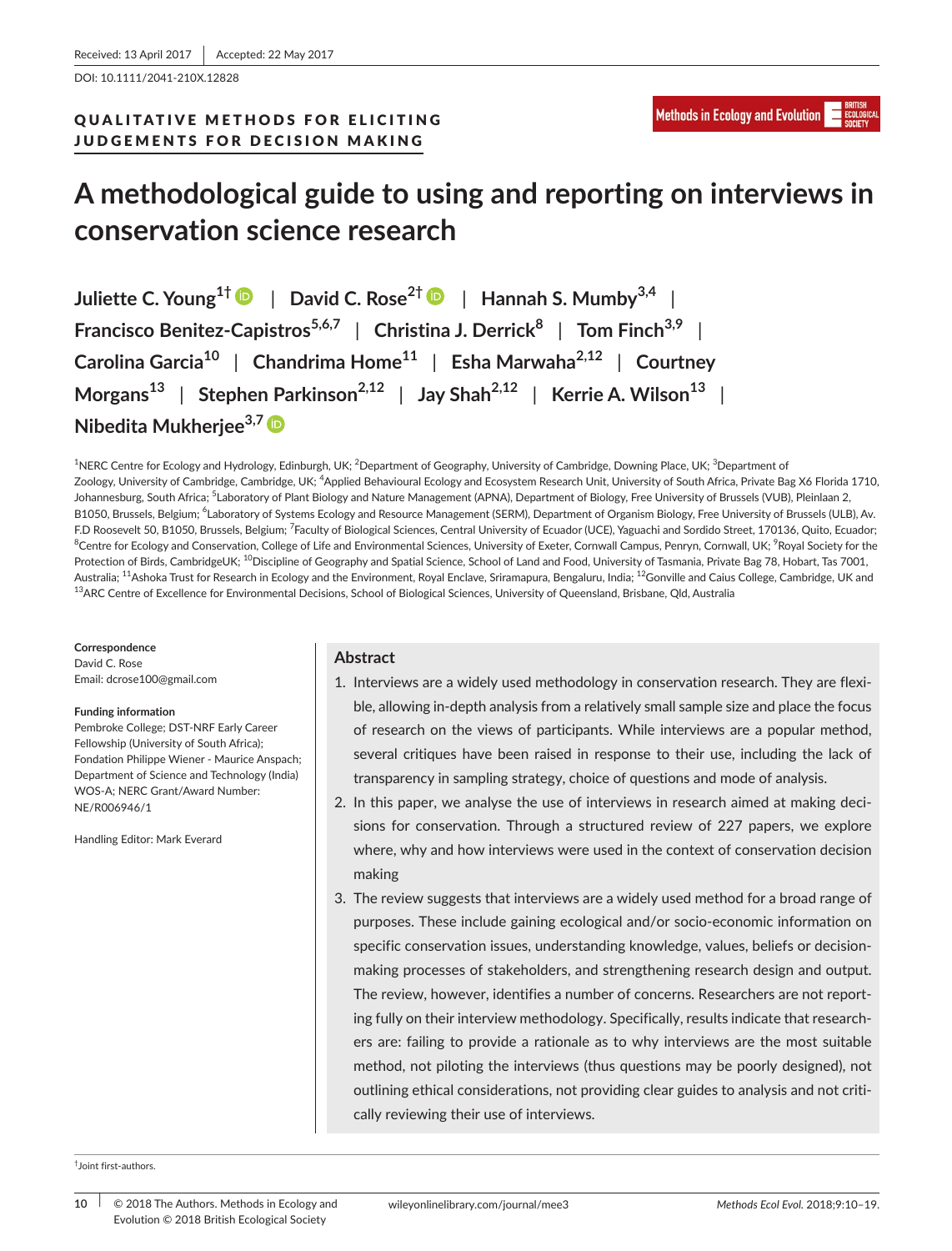Received: 13 April 2017 | Accepted: 22 May 2017

DOI: 10.1111/2041-210X.12828

QUALITATIVE METHODS FOR ELICITING JUDGEMENTS FOR DECISION MAKING

# A methodological guide to using and reporting on interviews in conservation science research

Juliette C. Young[1†] | David C. Rose[2†] | Hannah S. Mumby[3,4] | Francisco Benitez-Capistros[5,6,7] | Christina J. Derrick[8] | Tom Finch[3,9] | Carolina Garcia[10] | Chandrima Home[11] | Esha Marwaha[2,12] | Courtney Morgans[13] | Stephen Parkinson[2,12] | Jay Shah[2,12] | Kerrie A. Wilson[13] | Nibedita Mukherjee[3,7]

[1]NERC Centre for Ecology and Hydrology, Edinburgh, UK; [2]Department of Geography, University of Cambridge, Downing Place, UK; [3]Department of Zoology, University of Cambridge, Cambridge, UK; [4]Applied Behavioural Ecology and Ecosystem Research Unit, University of South Africa, Private Bag X6 Florida 1710, Johannesburg, South Africa; [5]Laboratory of Plant Biology and Nature Management (APNA), Department of Biology, Free University of Brussels (VUB), Pleinlaan 2, B1050, Brussels, Belgium; [6]Laboratory of Systems Ecology and Resource Management (SERM), Department of Organism Biology, Free University of Brussels (ULB), Av. F.D Roosevelt 50, B1050, Brussels, Belgium; [7]Faculty of Biological Sciences, Central University of Ecuador (UCE), Yaguachi and Sordido Street, 170136, Quito, Ecuador; [8]Centre for Ecology and Conservation, College of Life and Environmental Sciences, University of Exeter, Cornwall Campus, Penryn, Cornwall, UK; [9]Royal Society for the Protection of Birds, CambridgeUK; [10]Discipline of Geography and Spatial Science, School of Land and Food, University of Tasmania, Private Bag 78, Hobart, Tas 7001, Australia; [11]Ashoka Trust for Research in Ecology and the Environment, Royal Enclave, Sriramapura, Bengaluru, India; [12]Gonville and Caius College, Cambridge, UK and [13]ARC Centre of Excellence for Environmental Decisions, School of Biological Sciences, University of Queensland, Brisbane, Qld, Australia

**Correspondence**
David C. Rose
Email: dcrose100@gmail.com

**Funding information**
Pembroke College; DST-NRF Early Career Fellowship (University of South Africa); Fondation Philippe Wiener - Maurice Anspach; Department of Science and Technology (India) WOS-A; NERC Grant/Award Number: NE/R006946/1

Handling Editor: Mark Everard

## Abstract

1. Interviews are a widely used methodology in conservation research. They are flexible, allowing in-depth analysis from a relatively small sample size and place the focus of research on the views of participants. While interviews are a popular method, several critiques have been raised in response to their use, including the lack of transparency in sampling strategy, choice of questions and mode of analysis.
2. In this paper, we analyse the use of interviews in research aimed at making decisions for conservation. Through a structured review of 227 papers, we explore where, why and how interviews were used in the context of conservation decision making
3. The review suggests that interviews are a widely used method for a broad range of purposes. These include gaining ecological and/or socio-economic information on specific conservation issues, understanding knowledge, values, beliefs or decision-making processes of stakeholders, and strengthening research design and output. The review, however, identifies a number of concerns. Researchers are not reporting fully on their interview methodology. Specifically, results indicate that researchers are: failing to provide a rationale as to why interviews are the most suitable method, not piloting the interviews (thus questions may be poorly designed), not outlining ethical considerations, not providing clear guides to analysis and not critically reviewing their use of interviews.

†Joint first-authors.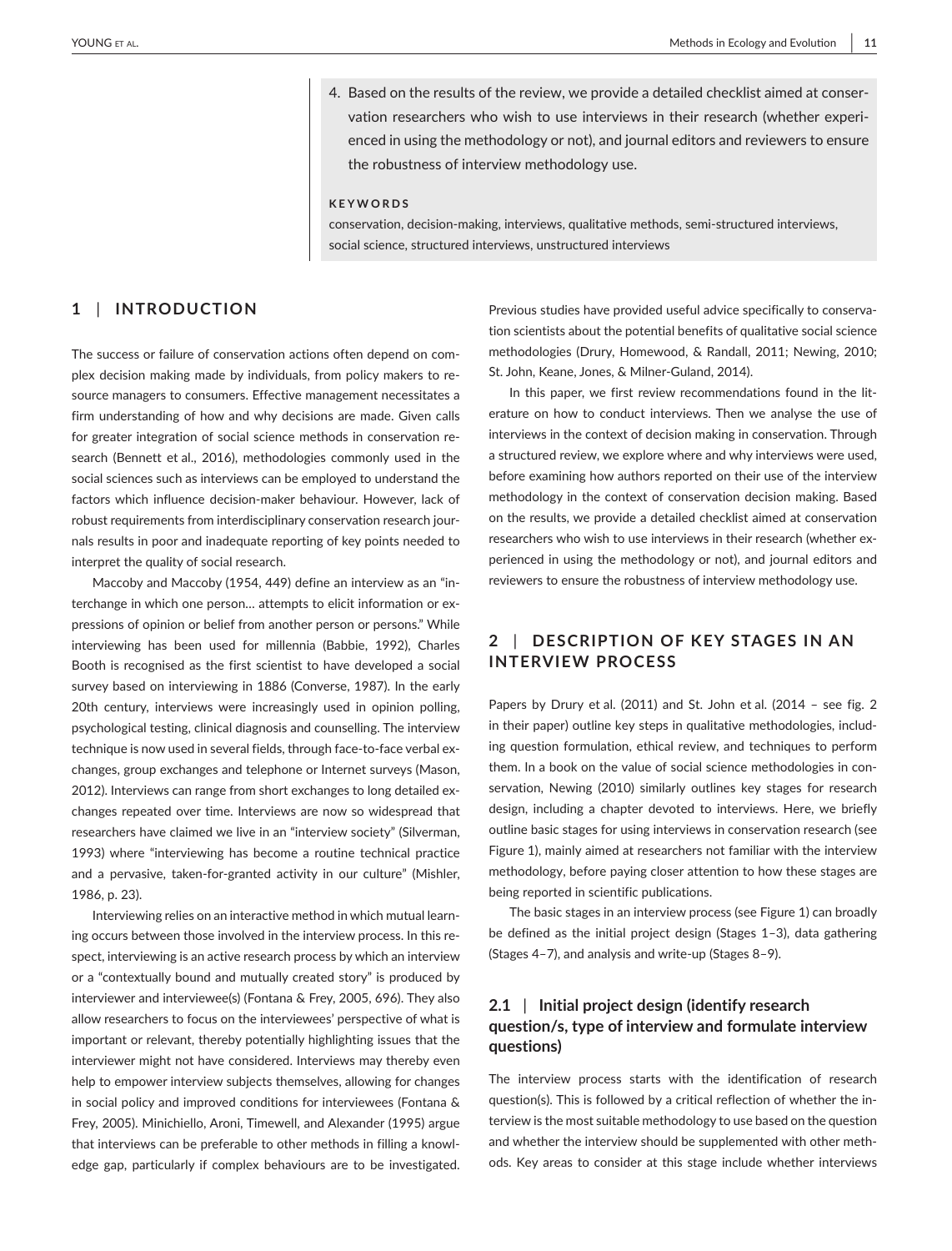4. Based on the results of the review, we provide a detailed checklist aimed at conservation researchers who wish to use interviews in their research (whether experienced in using the methodology or not), and journal editors and reviewers to ensure the robustness of interview methodology use.

**KEYWORDS**

conservation, decision-making, interviews, qualitative methods, semi-structured interviews, social science, structured interviews, unstructured interviews

## 1 | INTRODUCTION

The success or failure of conservation actions often depend on complex decision making made by individuals, from policy makers to resource managers to consumers. Effective management necessitates a firm understanding of how and why decisions are made. Given calls for greater integration of social science methods in conservation research (Bennett et al., 2016), methodologies commonly used in the social sciences such as interviews can be employed to understand the factors which influence decision-maker behaviour. However, lack of robust requirements from interdisciplinary conservation research journals results in poor and inadequate reporting of key points needed to interpret the quality of social research.

Maccoby and Maccoby (1954, 449) define an interview as an "interchange in which one person… attempts to elicit information or expressions of opinion or belief from another person or persons." While interviewing has been used for millennia (Babbie, 1992), Charles Booth is recognised as the first scientist to have developed a social survey based on interviewing in 1886 (Converse, 1987). In the early 20th century, interviews were increasingly used in opinion polling, psychological testing, clinical diagnosis and counselling. The interview technique is now used in several fields, through face-to-face verbal exchanges, group exchanges and telephone or Internet surveys (Mason, 2012). Interviews can range from short exchanges to long detailed exchanges repeated over time. Interviews are now so widespread that researchers have claimed we live in an "interview society" (Silverman, 1993) where "interviewing has become a routine technical practice and a pervasive, taken-for-granted activity in our culture" (Mishler, 1986, p. 23).

Interviewing relies on an interactive method in which mutual learning occurs between those involved in the interview process. In this respect, interviewing is an active research process by which an interview or a "contextually bound and mutually created story" is produced by interviewer and interviewee(s) (Fontana & Frey, 2005, 696). They also allow researchers to focus on the interviewees' perspective of what is important or relevant, thereby potentially highlighting issues that the interviewer might not have considered. Interviews may thereby even help to empower interview subjects themselves, allowing for changes in social policy and improved conditions for interviewees (Fontana & Frey, 2005). Minichiello, Aroni, Timewell, and Alexander (1995) argue that interviews can be preferable to other methods in filling a knowledge gap, particularly if complex behaviours are to be investigated. Previous studies have provided useful advice specifically to conservation scientists about the potential benefits of qualitative social science methodologies (Drury, Homewood, & Randall, 2011; Newing, 2010; St. John, Keane, Jones, & Milner-Guland, 2014).

In this paper, we first review recommendations found in the literature on how to conduct interviews. Then we analyse the use of interviews in the context of decision making in conservation. Through a structured review, we explore where and why interviews were used, before examining how authors reported on their use of the interview methodology in the context of conservation decision making. Based on the results, we provide a detailed checklist aimed at conservation researchers who wish to use interviews in their research (whether experienced in using the methodology or not), and journal editors and reviewers to ensure the robustness of interview methodology use.

## 2 | DESCRIPTION OF KEY STAGES IN AN INTERVIEW PROCESS

Papers by Drury et al. (2011) and St. John et al. (2014 – see fig. 2 in their paper) outline key steps in qualitative methodologies, including question formulation, ethical review, and techniques to perform them. In a book on the value of social science methodologies in conservation, Newing (2010) similarly outlines key stages for research design, including a chapter devoted to interviews. Here, we briefly outline basic stages for using interviews in conservation research (see Figure 1), mainly aimed at researchers not familiar with the interview methodology, before paying closer attention to how these stages are being reported in scientific publications.

The basic stages in an interview process (see Figure 1) can broadly be defined as the initial project design (Stages 1–3), data gathering (Stages 4–7), and analysis and write-up (Stages 8–9).

### 2.1 | Initial project design (identify research question/s, type of interview and formulate interview questions)

The interview process starts with the identification of research question(s). This is followed by a critical reflection of whether the interview is the most suitable methodology to use based on the question and whether the interview should be supplemented with other methods. Key areas to consider at this stage include whether interviews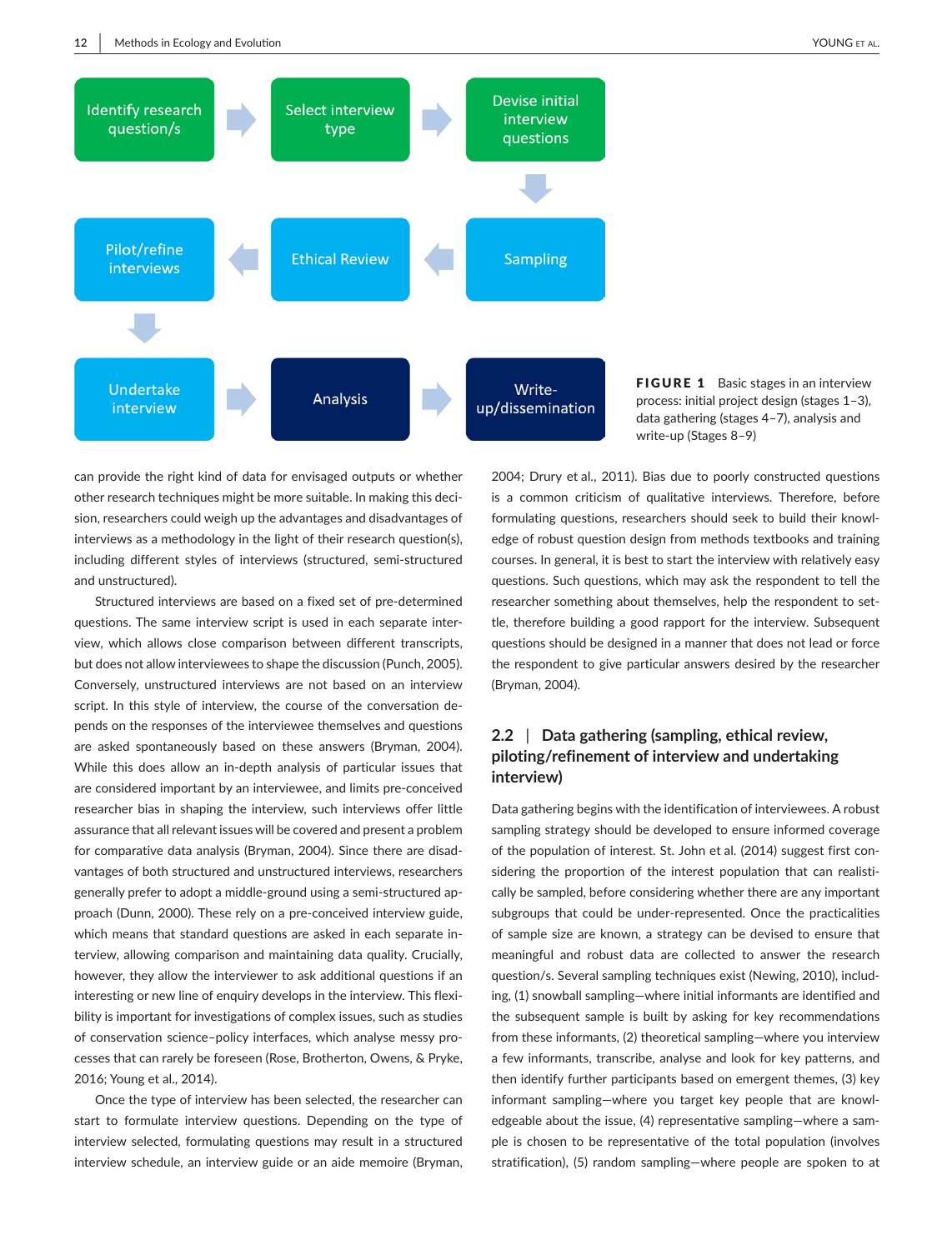Identify research question/s → Select interview type → Devise initial interview questions → Sampling → Ethical Review → Pilot/refine interviews → Undertake interview → Analysis → Write-up/dissemination

**FIGURE 1** Basic stages in an interview process: initial project design (stages 1–3), data gathering (stages 4–7), analysis and write-up (Stages 8–9)

can provide the right kind of data for envisaged outputs or whether other research techniques might be more suitable. In making this decision, researchers could weigh up the advantages and disadvantages of interviews as a methodology in the light of their research question(s), including different styles of interviews (structured, semi-structured and unstructured).

Structured interviews are based on a fixed set of pre-determined questions. The same interview script is used in each separate interview, which allows close comparison between different transcripts, but does not allow interviewees to shape the discussion (Punch, 2005). Conversely, unstructured interviews are not based on an interview script. In this style of interview, the course of the conversation depends on the responses of the interviewee themselves and questions are asked spontaneously based on these answers (Bryman, 2004). While this does allow an in-depth analysis of particular issues that are considered important by an interviewee, and limits pre-conceived researcher bias in shaping the interview, such interviews offer little assurance that all relevant issues will be covered and present a problem for comparative data analysis (Bryman, 2004). Since there are disadvantages of both structured and unstructured interviews, researchers generally prefer to adopt a middle-ground using a semi-structured approach (Dunn, 2000). These rely on a pre-conceived interview guide, which means that standard questions are asked in each separate interview, allowing comparison and maintaining data quality. Crucially, however, they allow the interviewer to ask additional questions if an interesting or new line of enquiry develops in the interview. This flexibility is important for investigations of complex issues, such as studies of conservation science–policy interfaces, which analyse messy processes that can rarely be foreseen (Rose, Brotherton, Owens, & Pryke, 2016; Young et al., 2014).

Once the type of interview has been selected, the researcher can start to formulate interview questions. Depending on the type of interview selected, formulating questions may result in a structured interview schedule, an interview guide or an aide memoire (Bryman, 2004; Drury et al., 2011). Bias due to poorly constructed questions is a common criticism of qualitative interviews. Therefore, before formulating questions, researchers should seek to build their knowledge of robust question design from methods textbooks and training courses. In general, it is best to start the interview with relatively easy questions. Such questions, which may ask the respondent to tell the researcher something about themselves, help the respondent to settle, therefore building a good rapport for the interview. Subsequent questions should be designed in a manner that does not lead or force the respondent to give particular answers desired by the researcher (Bryman, 2004).

## 2.2 | Data gathering (sampling, ethical review, piloting/refinement of interview and undertaking interview)

Data gathering begins with the identification of interviewees. A robust sampling strategy should be developed to ensure informed coverage of the population of interest. St. John et al. (2014) suggest first considering the proportion of the interest population that can realistically be sampled, before considering whether there are any important subgroups that could be under-represented. Once the practicalities of sample size are known, a strategy can be devised to ensure that meaningful and robust data are collected to answer the research question/s. Several sampling techniques exist (Newing, 2010), including, (1) snowball sampling—where initial informants are identified and the subsequent sample is built by asking for key recommendations from these informants, (2) theoretical sampling—where you interview a few informants, transcribe, analyse and look for key patterns, and then identify further participants based on emergent themes, (3) key informant sampling—where you target key people that are knowledgeable about the issue, (4) representative sampling—where a sample is chosen to be representative of the total population (involves stratification), (5) random sampling—where people are spoken to at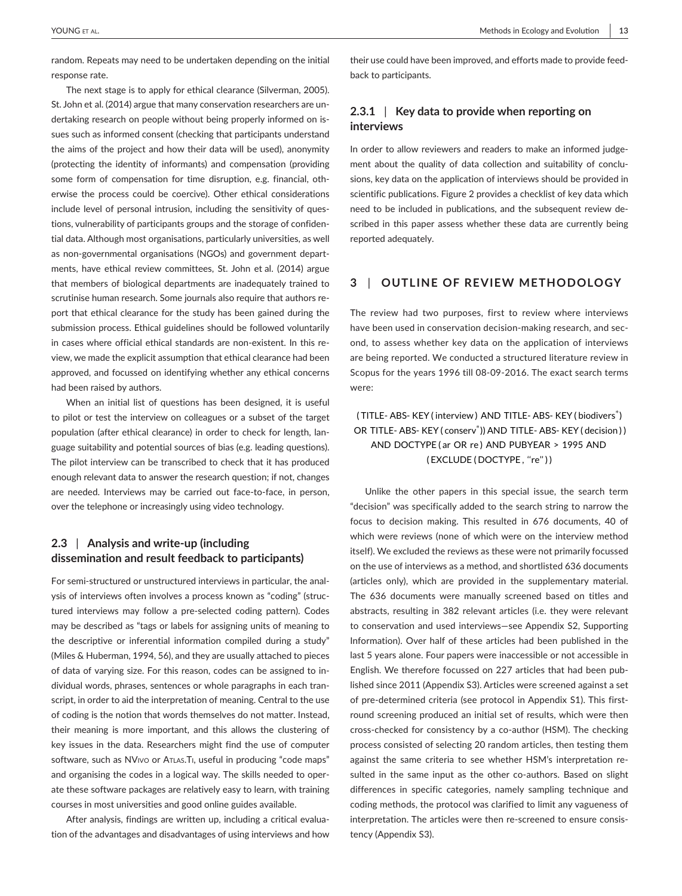random. Repeats may need to be undertaken depending on the initial response rate.

The next stage is to apply for ethical clearance (Silverman, 2005). St. John et al. (2014) argue that many conservation researchers are undertaking research on people without being properly informed on issues such as informed consent (checking that participants understand the aims of the project and how their data will be used), anonymity (protecting the identity of informants) and compensation (providing some form of compensation for time disruption, e.g. financial, otherwise the process could be coercive). Other ethical considerations include level of personal intrusion, including the sensitivity of questions, vulnerability of participants groups and the storage of confidential data. Although most organisations, particularly universities, as well as non-governmental organisations (NGOs) and government departments, have ethical review committees, St. John et al. (2014) argue that members of biological departments are inadequately trained to scrutinise human research. Some journals also require that authors report that ethical clearance for the study has been gained during the submission process. Ethical guidelines should be followed voluntarily in cases where official ethical standards are non-existent. In this review, we made the explicit assumption that ethical clearance had been approved, and focussed on identifying whether any ethical concerns had been raised by authors.

When an initial list of questions has been designed, it is useful to pilot or test the interview on colleagues or a subset of the target population (after ethical clearance) in order to check for length, language suitability and potential sources of bias (e.g. leading questions). The pilot interview can be transcribed to check that it has produced enough relevant data to answer the research question; if not, changes are needed. Interviews may be carried out face-to-face, in person, over the telephone or increasingly using video technology.

### 2.3 | Analysis and write-up (including dissemination and result feedback to participants)

For semi-structured or unstructured interviews in particular, the analysis of interviews often involves a process known as "coding" (structured interviews may follow a pre-selected coding pattern). Codes may be described as "tags or labels for assigning units of meaning to the descriptive or inferential information compiled during a study" (Miles & Huberman, 1994, 56), and they are usually attached to pieces of data of varying size. For this reason, codes can be assigned to individual words, phrases, sentences or whole paragraphs in each transcript, in order to aid the interpretation of meaning. Central to the use of coding is the notion that words themselves do not matter. Instead, their meaning is more important, and this allows the clustering of key issues in the data. Researchers might find the use of computer software, such as NVivo or Atlas.Ti, useful in producing "code maps" and organising the codes in a logical way. The skills needed to operate these software packages are relatively easy to learn, with training courses in most universities and good online guides available.

After analysis, findings are written up, including a critical evaluation of the advantages and disadvantages of using interviews and how their use could have been improved, and efforts made to provide feedback to participants.

#### 2.3.1 | Key data to provide when reporting on interviews

In order to allow reviewers and readers to make an informed judgement about the quality of data collection and suitability of conclusions, key data on the application of interviews should be provided in scientific publications. Figure 2 provides a checklist of key data which need to be included in publications, and the subsequent review described in this paper assess whether these data are currently being reported adequately.

## 3 | OUTLINE OF REVIEW METHODOLOGY

The review had two purposes, first to review where interviews have been used in conservation decision-making research, and second, to assess whether key data on the application of interviews are being reported. We conducted a structured literature review in Scopus for the years 1996 till 08-09-2016. The exact search terms were:

( TITLE- ABS- KEY ( interview ) AND TITLE- ABS- KEY ( biodivers* ) OR TITLE- ABS- KEY ( conserv* )) AND TITLE- ABS- KEY ( decision ) ) AND DOCTYPE ( ar OR re ) AND PUBYEAR > 1995 AND ( EXCLUDE ( DOCTYPE , "re" ) )

Unlike the other papers in this special issue, the search term "decision" was specifically added to the search string to narrow the focus to decision making. This resulted in 676 documents, 40 of which were reviews (none of which were on the interview method itself). We excluded the reviews as these were not primarily focussed on the use of interviews as a method, and shortlisted 636 documents (articles only), which are provided in the supplementary material. The 636 documents were manually screened based on titles and abstracts, resulting in 382 relevant articles (i.e. they were relevant to conservation and used interviews—see Appendix S2, Supporting Information). Over half of these articles had been published in the last 5 years alone. Four papers were inaccessible or not accessible in English. We therefore focussed on 227 articles that had been published since 2011 (Appendix S3). Articles were screened against a set of pre-determined criteria (see protocol in Appendix S1). This first-round screening produced an initial set of results, which were then cross-checked for consistency by a co-author (HSM). The checking process consisted of selecting 20 random articles, then testing them against the same criteria to see whether HSM's interpretation resulted in the same input as the other co-authors. Based on slight differences in specific categories, namely sampling technique and coding methods, the protocol was clarified to limit any vagueness of interpretation. The articles were then re-screened to ensure consistency (Appendix S3).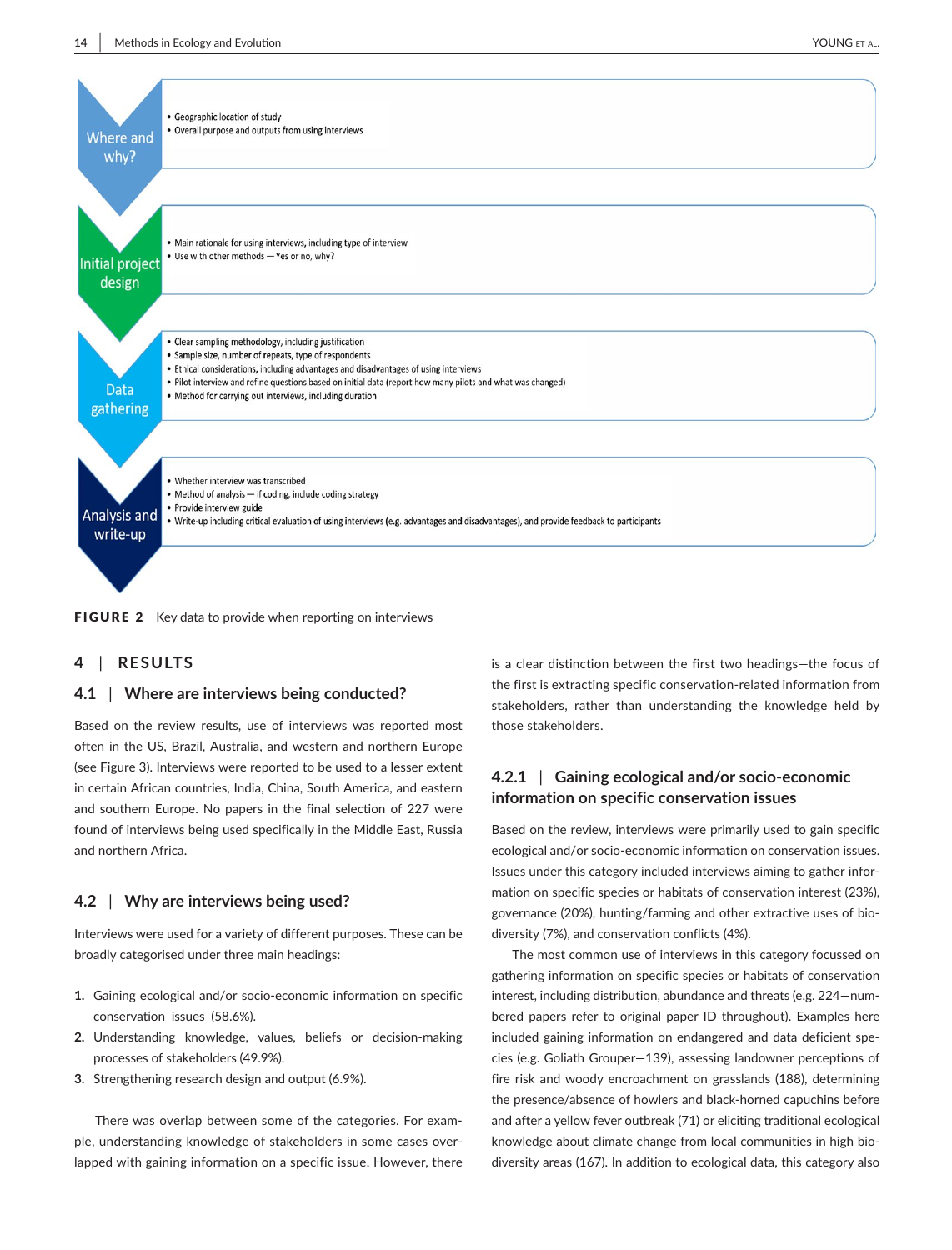**Where and why?**

- Geographic location of study
- Overall purpose and outputs from using interviews

**Initial project design**

- Main rationale for using interviews, including type of interview
- Use with other methods — Yes or no, why?

**Data gathering**

- Clear sampling methodology, including justification
- Sample size, number of repeats, type of respondents
- Ethical considerations, including advantages and disadvantages of using interviews
- Pilot interview and refine questions based on initial data (report how many pilots and what was changed)
- Method for carrying out interviews, including duration

**Analysis and write-up**

- Whether interview was transcribed
- Method of analysis — if coding, include coding strategy
- Provide interview guide
- Write-up including critical evaluation of using interviews (e.g. advantages and disadvantages), and provide feedback to participants

**FIGURE 2** Key data to provide when reporting on interviews

## 4 | RESULTS

### 4.1 | Where are interviews being conducted?

Based on the review results, use of interviews was reported most often in the US, Brazil, Australia, and western and northern Europe (see Figure 3). Interviews were reported to be used to a lesser extent in certain African countries, India, China, South America, and eastern and southern Europe. No papers in the final selection of 227 were found of interviews being used specifically in the Middle East, Russia and northern Africa.

### 4.2 | Why are interviews being used?

Interviews were used for a variety of different purposes. These can be broadly categorised under three main headings:

1. Gaining ecological and/or socio-economic information on specific conservation issues (58.6%).
2. Understanding knowledge, values, beliefs or decision-making processes of stakeholders (49.9%).
3. Strengthening research design and output (6.9%).

There was overlap between some of the categories. For example, understanding knowledge of stakeholders in some cases overlapped with gaining information on a specific issue. However, there is a clear distinction between the first two headings—the focus of the first is extracting specific conservation-related information from stakeholders, rather than understanding the knowledge held by those stakeholders.

#### 4.2.1 | Gaining ecological and/or socio-economic information on specific conservation issues

Based on the review, interviews were primarily used to gain specific ecological and/or socio-economic information on conservation issues. Issues under this category included interviews aiming to gather information on specific species or habitats of conservation interest (23%), governance (20%), hunting/farming and other extractive uses of biodiversity (7%), and conservation conflicts (4%).

The most common use of interviews in this category focussed on gathering information on specific species or habitats of conservation interest, including distribution, abundance and threats (e.g. 224—numbered papers refer to original paper ID throughout). Examples here included gaining information on endangered and data deficient species (e.g. Goliath Grouper—139), assessing landowner perceptions of fire risk and woody encroachment on grasslands (188), determining the presence/absence of howlers and black-horned capuchins before and after a yellow fever outbreak (71) or eliciting traditional ecological knowledge about climate change from local communities in high biodiversity areas (167). In addition to ecological data, this category also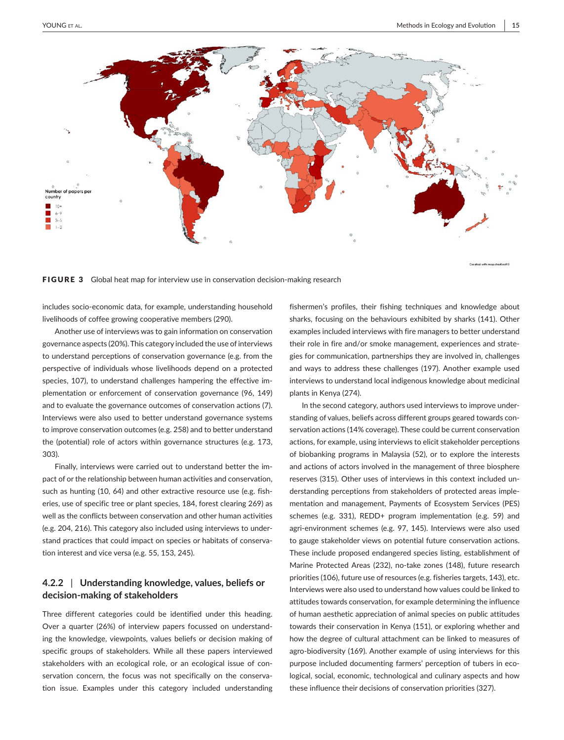FIGURE 3 Global heat map for interview use in conservation decision-making research

includes socio-economic data, for example, understanding household livelihoods of coffee growing cooperative members (290).

Another use of interviews was to gain information on conservation governance aspects (20%). This category included the use of interviews to understand perceptions of conservation governance (e.g. from the perspective of individuals whose livelihoods depend on a protected species, 107), to understand challenges hampering the effective implementation or enforcement of conservation governance (96, 149) and to evaluate the governance outcomes of conservation actions (7). Interviews were also used to better understand governance systems to improve conservation outcomes (e.g. 258) and to better understand the (potential) role of actors within governance structures (e.g. 173, 303).

Finally, interviews were carried out to understand better the impact of or the relationship between human activities and conservation, such as hunting (10, 64) and other extractive resource use (e.g. fisheries, use of specific tree or plant species, 184, forest clearing 269) as well as the conflicts between conservation and other human activities (e.g. 204, 216). This category also included using interviews to understand practices that could impact on species or habitats of conservation interest and vice versa (e.g. 55, 153, 245).

### 4.2.2 | Understanding knowledge, values, beliefs or decision-making of stakeholders

Three different categories could be identified under this heading. Over a quarter (26%) of interview papers focussed on understanding the knowledge, viewpoints, values beliefs or decision making of specific groups of stakeholders. While all these papers interviewed stakeholders with an ecological role, or an ecological issue of conservation concern, the focus was not specifically on the conservation issue. Examples under this category included understanding fishermen's profiles, their fishing techniques and knowledge about sharks, focusing on the behaviours exhibited by sharks (141). Other examples included interviews with fire managers to better understand their role in fire and/or smoke management, experiences and strategies for communication, partnerships they are involved in, challenges and ways to address these challenges (197). Another example used interviews to understand local indigenous knowledge about medicinal plants in Kenya (274).

In the second category, authors used interviews to improve understanding of values, beliefs across different groups geared towards conservation actions (14% coverage). These could be current conservation actions, for example, using interviews to elicit stakeholder perceptions of biobanking programs in Malaysia (52), or to explore the interests and actions of actors involved in the management of three biosphere reserves (315). Other uses of interviews in this context included understanding perceptions from stakeholders of protected areas implementation and management, Payments of Ecosystem Services (PES) schemes (e.g. 331), REDD+ program implementation (e.g. 59) and agri-environment schemes (e.g. 97, 145). Interviews were also used to gauge stakeholder views on potential future conservation actions. These include proposed endangered species listing, establishment of Marine Protected Areas (232), no-take zones (148), future research priorities (106), future use of resources (e.g. fisheries targets, 143), etc. Interviews were also used to understand how values could be linked to attitudes towards conservation, for example determining the influence of human aesthetic appreciation of animal species on public attitudes towards their conservation in Kenya (151), or exploring whether and how the degree of cultural attachment can be linked to measures of agro-biodiversity (169). Another example of using interviews for this purpose included documenting farmers' perception of tubers in ecological, social, economic, technological and culinary aspects and how these influence their decisions of conservation priorities (327).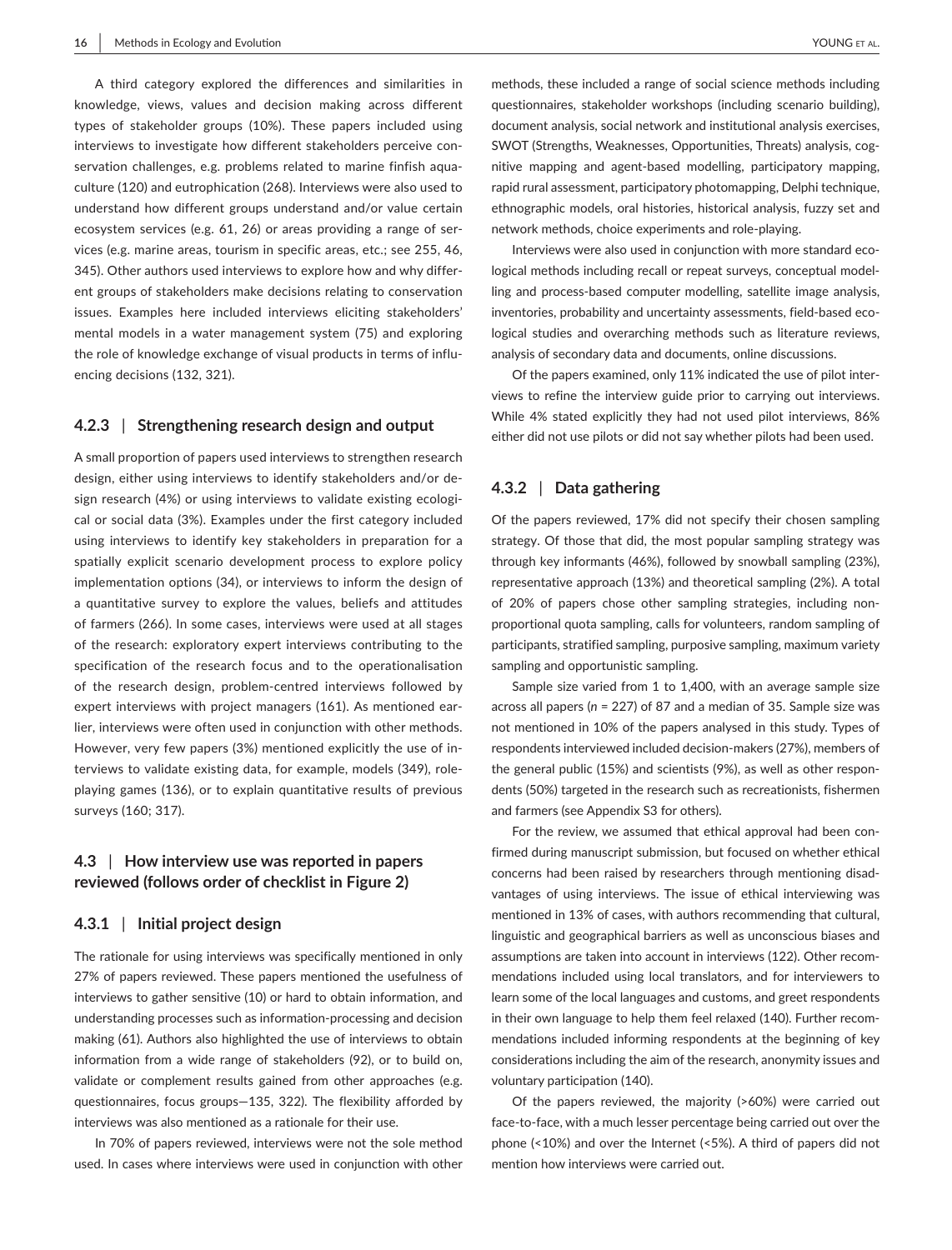A third category explored the differences and similarities in knowledge, views, values and decision making across different types of stakeholder groups (10%). These papers included using interviews to investigate how different stakeholders perceive conservation challenges, e.g. problems related to marine finfish aquaculture (120) and eutrophication (268). Interviews were also used to understand how different groups understand and/or value certain ecosystem services (e.g. 61, 26) or areas providing a range of services (e.g. marine areas, tourism in specific areas, etc.; see 255, 46, 345). Other authors used interviews to explore how and why different groups of stakeholders make decisions relating to conservation issues. Examples here included interviews eliciting stakeholders' mental models in a water management system (75) and exploring the role of knowledge exchange of visual products in terms of influencing decisions (132, 321).

### 4.2.3 | Strengthening research design and output

A small proportion of papers used interviews to strengthen research design, either using interviews to identify stakeholders and/or design research (4%) or using interviews to validate existing ecological or social data (3%). Examples under the first category included using interviews to identify key stakeholders in preparation for a spatially explicit scenario development process to explore policy implementation options (34), or interviews to inform the design of a quantitative survey to explore the values, beliefs and attitudes of farmers (266). In some cases, interviews were used at all stages of the research: exploratory expert interviews contributing to the specification of the research focus and to the operationalisation of the research design, problem-centred interviews followed by expert interviews with project managers (161). As mentioned earlier, interviews were often used in conjunction with other methods. However, very few papers (3%) mentioned explicitly the use of interviews to validate existing data, for example, models (349), role-playing games (136), or to explain quantitative results of previous surveys (160; 317).

## 4.3 | How interview use was reported in papers reviewed (follows order of checklist in Figure 2)

### 4.3.1 | Initial project design

The rationale for using interviews was specifically mentioned in only 27% of papers reviewed. These papers mentioned the usefulness of interviews to gather sensitive (10) or hard to obtain information, and understanding processes such as information-processing and decision making (61). Authors also highlighted the use of interviews to obtain information from a wide range of stakeholders (92), or to build on, validate or complement results gained from other approaches (e.g. questionnaires, focus groups—135, 322). The flexibility afforded by interviews was also mentioned as a rationale for their use.

In 70% of papers reviewed, interviews were not the sole method used. In cases where interviews were used in conjunction with other methods, these included a range of social science methods including questionnaires, stakeholder workshops (including scenario building), document analysis, social network and institutional analysis exercises, SWOT (Strengths, Weaknesses, Opportunities, Threats) analysis, cognitive mapping and agent-based modelling, participatory mapping, rapid rural assessment, participatory photomapping, Delphi technique, ethnographic models, oral histories, historical analysis, fuzzy set and network methods, choice experiments and role-playing.

Interviews were also used in conjunction with more standard ecological methods including recall or repeat surveys, conceptual modelling and process-based computer modelling, satellite image analysis, inventories, probability and uncertainty assessments, field-based ecological studies and overarching methods such as literature reviews, analysis of secondary data and documents, online discussions.

Of the papers examined, only 11% indicated the use of pilot interviews to refine the interview guide prior to carrying out interviews. While 4% stated explicitly they had not used pilot interviews, 86% either did not use pilots or did not say whether pilots had been used.

### 4.3.2 | Data gathering

Of the papers reviewed, 17% did not specify their chosen sampling strategy. Of those that did, the most popular sampling strategy was through key informants (46%), followed by snowball sampling (23%), representative approach (13%) and theoretical sampling (2%). A total of 20% of papers chose other sampling strategies, including non-proportional quota sampling, calls for volunteers, random sampling of participants, stratified sampling, purposive sampling, maximum variety sampling and opportunistic sampling.

Sample size varied from 1 to 1,400, with an average sample size across all papers ($n$ = 227) of 87 and a median of 35. Sample size was not mentioned in 10% of the papers analysed in this study. Types of respondents interviewed included decision-makers (27%), members of the general public (15%) and scientists (9%), as well as other respondents (50%) targeted in the research such as recreationists, fishermen and farmers (see Appendix S3 for others).

For the review, we assumed that ethical approval had been confirmed during manuscript submission, but focused on whether ethical concerns had been raised by researchers through mentioning disadvantages of using interviews. The issue of ethical interviewing was mentioned in 13% of cases, with authors recommending that cultural, linguistic and geographical barriers as well as unconscious biases and assumptions are taken into account in interviews (122). Other recommendations included using local translators, and for interviewers to learn some of the local languages and customs, and greet respondents in their own language to help them feel relaxed (140). Further recommendations included informing respondents at the beginning of key considerations including the aim of the research, anonymity issues and voluntary participation (140).

Of the papers reviewed, the majority (>60%) were carried out face-to-face, with a much lesser percentage being carried out over the phone (<10%) and over the Internet (<5%). A third of papers did not mention how interviews were carried out.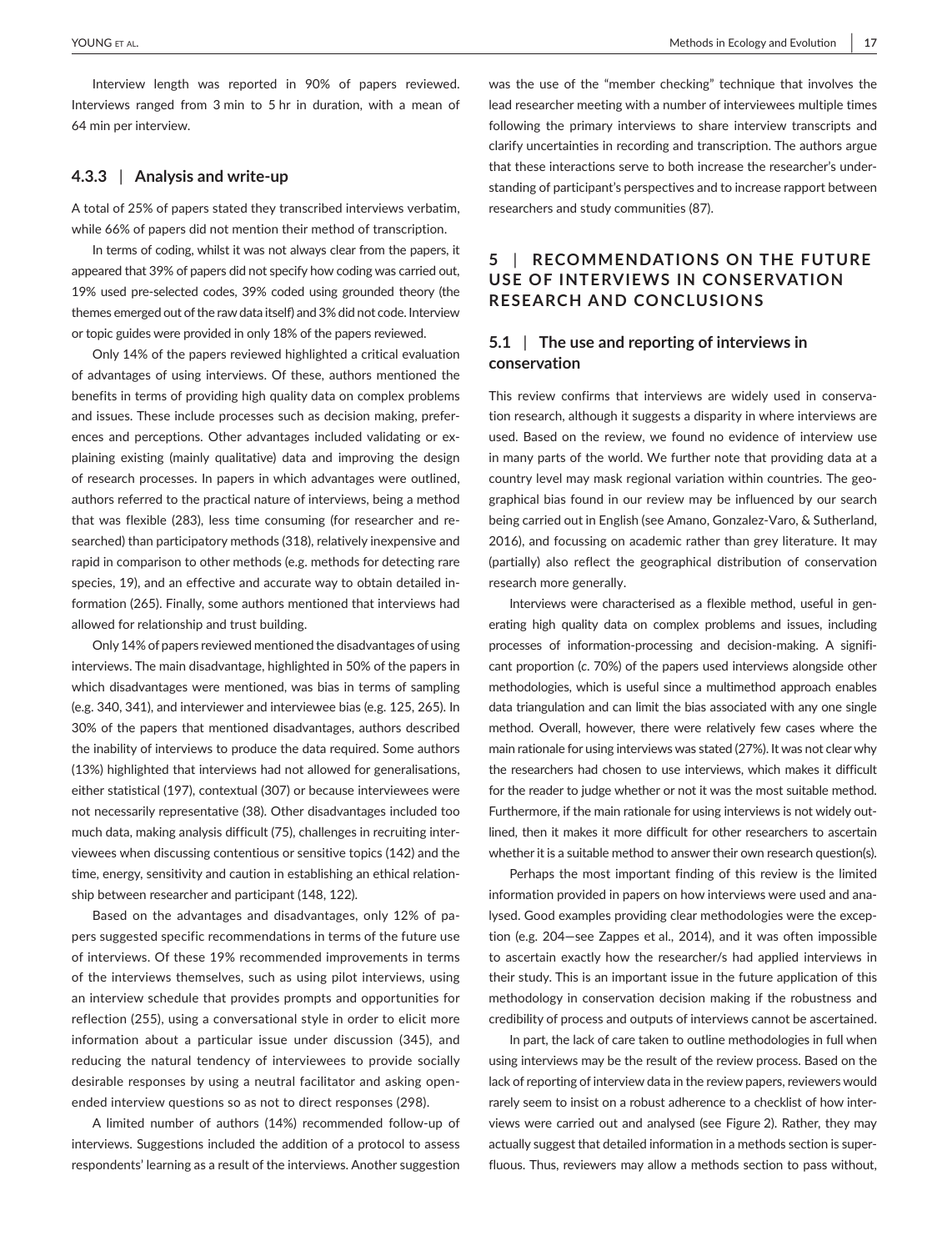Interview length was reported in 90% of papers reviewed. Interviews ranged from 3 min to 5 hr in duration, with a mean of 64 min per interview.

### 4.3.3 | Analysis and write-up

A total of 25% of papers stated they transcribed interviews verbatim, while 66% of papers did not mention their method of transcription.

In terms of coding, whilst it was not always clear from the papers, it appeared that 39% of papers did not specify how coding was carried out, 19% used pre-selected codes, 39% coded using grounded theory (the themes emerged out of the raw data itself) and 3% did not code. Interview or topic guides were provided in only 18% of the papers reviewed.

Only 14% of the papers reviewed highlighted a critical evaluation of advantages of using interviews. Of these, authors mentioned the benefits in terms of providing high quality data on complex problems and issues. These include processes such as decision making, preferences and perceptions. Other advantages included validating or explaining existing (mainly qualitative) data and improving the design of research processes. In papers in which advantages were outlined, authors referred to the practical nature of interviews, being a method that was flexible (283), less time consuming (for researcher and researched) than participatory methods (318), relatively inexpensive and rapid in comparison to other methods (e.g. methods for detecting rare species, 19), and an effective and accurate way to obtain detailed information (265). Finally, some authors mentioned that interviews had allowed for relationship and trust building.

Only 14% of papers reviewed mentioned the disadvantages of using interviews. The main disadvantage, highlighted in 50% of the papers in which disadvantages were mentioned, was bias in terms of sampling (e.g. 340, 341), and interviewer and interviewee bias (e.g. 125, 265). In 30% of the papers that mentioned disadvantages, authors described the inability of interviews to produce the data required. Some authors (13%) highlighted that interviews had not allowed for generalisations, either statistical (197), contextual (307) or because interviewees were not necessarily representative (38). Other disadvantages included too much data, making analysis difficult (75), challenges in recruiting interviewees when discussing contentious or sensitive topics (142) and the time, energy, sensitivity and caution in establishing an ethical relationship between researcher and participant (148, 122).

Based on the advantages and disadvantages, only 12% of papers suggested specific recommendations in terms of the future use of interviews. Of these 19% recommended improvements in terms of the interviews themselves, such as using pilot interviews, using an interview schedule that provides prompts and opportunities for reflection (255), using a conversational style in order to elicit more information about a particular issue under discussion (345), and reducing the natural tendency of interviewees to provide socially desirable responses by using a neutral facilitator and asking open-ended interview questions so as not to direct responses (298).

A limited number of authors (14%) recommended follow-up of interviews. Suggestions included the addition of a protocol to assess respondents' learning as a result of the interviews. Another suggestion was the use of the "member checking" technique that involves the lead researcher meeting with a number of interviewees multiple times following the primary interviews to share interview transcripts and clarify uncertainties in recording and transcription. The authors argue that these interactions serve to both increase the researcher's understanding of participant's perspectives and to increase rapport between researchers and study communities (87).

## 5 | RECOMMENDATIONS ON THE FUTURE USE OF INTERVIEWS IN CONSERVATION RESEARCH AND CONCLUSIONS

### 5.1 | The use and reporting of interviews in conservation

This review confirms that interviews are widely used in conservation research, although it suggests a disparity in where interviews are used. Based on the review, we found no evidence of interview use in many parts of the world. We further note that providing data at a country level may mask regional variation within countries. The geographical bias found in our review may be influenced by our search being carried out in English (see Amano, Gonzalez-Varo, & Sutherland, 2016), and focussing on academic rather than grey literature. It may (partially) also reflect the geographical distribution of conservation research more generally.

Interviews were characterised as a flexible method, useful in generating high quality data on complex problems and issues, including processes of information-processing and decision-making. A significant proportion (*c.* 70%) of the papers used interviews alongside other methodologies, which is useful since a multimethod approach enables data triangulation and can limit the bias associated with any one single method. Overall, however, there were relatively few cases where the main rationale for using interviews was stated (27%). It was not clear why the researchers had chosen to use interviews, which makes it difficult for the reader to judge whether or not it was the most suitable method. Furthermore, if the main rationale for using interviews is not widely outlined, then it makes it more difficult for other researchers to ascertain whether it is a suitable method to answer their own research question(s).

Perhaps the most important finding of this review is the limited information provided in papers on how interviews were used and analysed. Good examples providing clear methodologies were the exception (e.g. 204—see Zappes et al., 2014), and it was often impossible to ascertain exactly how the researcher/s had applied interviews in their study. This is an important issue in the future application of this methodology in conservation decision making if the robustness and credibility of process and outputs of interviews cannot be ascertained.

In part, the lack of care taken to outline methodologies in full when using interviews may be the result of the review process. Based on the lack of reporting of interview data in the review papers, reviewers would rarely seem to insist on a robust adherence to a checklist of how interviews were carried out and analysed (see Figure 2). Rather, they may actually suggest that detailed information in a methods section is superfluous. Thus, reviewers may allow a methods section to pass without,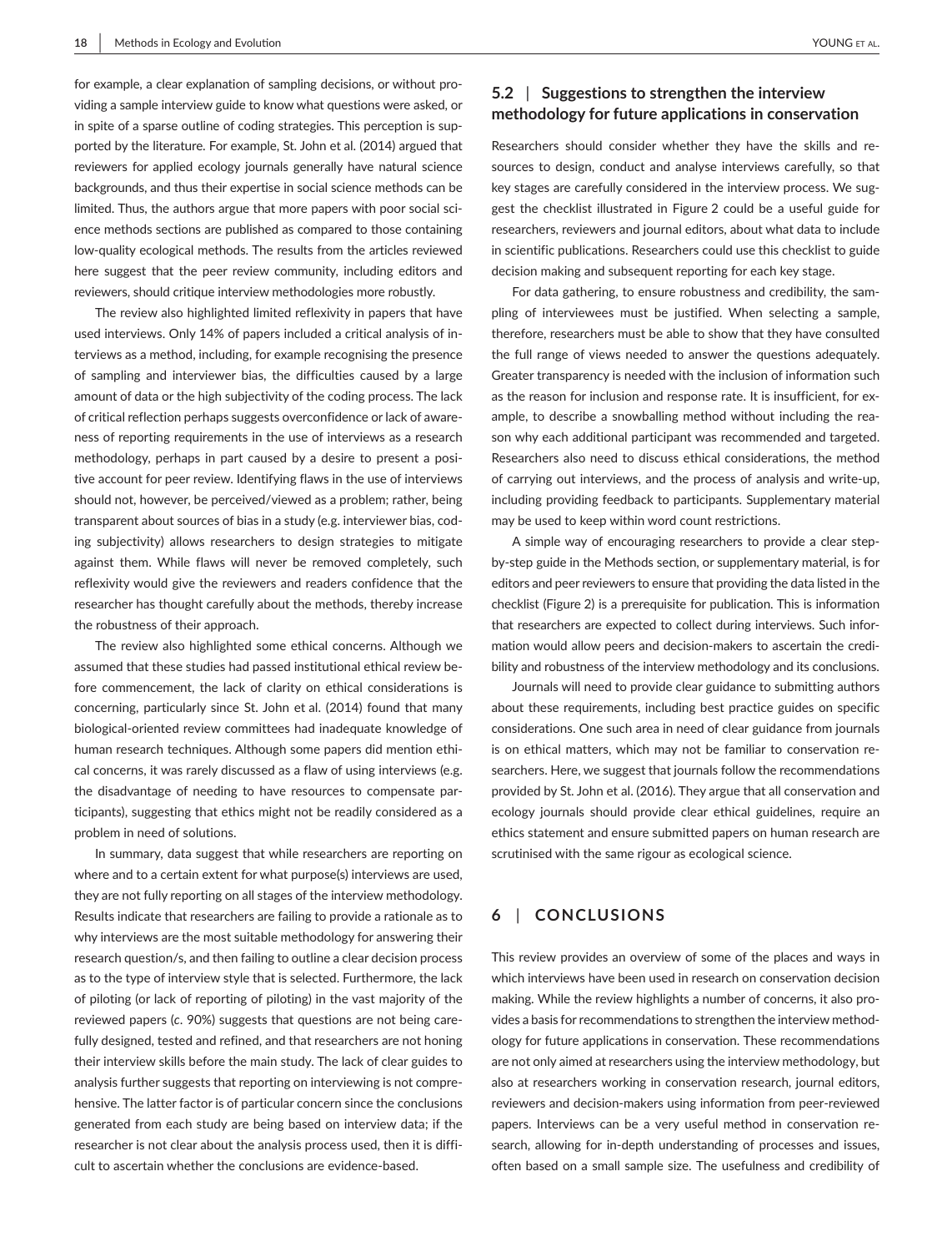for example, a clear explanation of sampling decisions, or without providing a sample interview guide to know what questions were asked, or in spite of a sparse outline of coding strategies. This perception is supported by the literature. For example, St. John et al. (2014) argued that reviewers for applied ecology journals generally have natural science backgrounds, and thus their expertise in social science methods can be limited. Thus, the authors argue that more papers with poor social science methods sections are published as compared to those containing low-quality ecological methods. The results from the articles reviewed here suggest that the peer review community, including editors and reviewers, should critique interview methodologies more robustly.

The review also highlighted limited reflexivity in papers that have used interviews. Only 14% of papers included a critical analysis of interviews as a method, including, for example recognising the presence of sampling and interviewer bias, the difficulties caused by a large amount of data or the high subjectivity of the coding process. The lack of critical reflection perhaps suggests overconfidence or lack of awareness of reporting requirements in the use of interviews as a research methodology, perhaps in part caused by a desire to present a positive account for peer review. Identifying flaws in the use of interviews should not, however, be perceived/viewed as a problem; rather, being transparent about sources of bias in a study (e.g. interviewer bias, coding subjectivity) allows researchers to design strategies to mitigate against them. While flaws will never be removed completely, such reflexivity would give the reviewers and readers confidence that the researcher has thought carefully about the methods, thereby increase the robustness of their approach.

The review also highlighted some ethical concerns. Although we assumed that these studies had passed institutional ethical review before commencement, the lack of clarity on ethical considerations is concerning, particularly since St. John et al. (2014) found that many biological-oriented review committees had inadequate knowledge of human research techniques. Although some papers did mention ethical concerns, it was rarely discussed as a flaw of using interviews (e.g. the disadvantage of needing to have resources to compensate participants), suggesting that ethics might not be readily considered as a problem in need of solutions.

In summary, data suggest that while researchers are reporting on where and to a certain extent for what purpose(s) interviews are used, they are not fully reporting on all stages of the interview methodology. Results indicate that researchers are failing to provide a rationale as to why interviews are the most suitable methodology for answering their research question/s, and then failing to outline a clear decision process as to the type of interview style that is selected. Furthermore, the lack of piloting (or lack of reporting of piloting) in the vast majority of the reviewed papers (*c*. 90%) suggests that questions are not being carefully designed, tested and refined, and that researchers are not honing their interview skills before the main study. The lack of clear guides to analysis further suggests that reporting on interviewing is not comprehensive. The latter factor is of particular concern since the conclusions generated from each study are being based on interview data; if the researcher is not clear about the analysis process used, then it is difficult to ascertain whether the conclusions are evidence-based.

### 5.2 | Suggestions to strengthen the interview methodology for future applications in conservation

Researchers should consider whether they have the skills and resources to design, conduct and analyse interviews carefully, so that key stages are carefully considered in the interview process. We suggest the checklist illustrated in Figure 2 could be a useful guide for researchers, reviewers and journal editors, about what data to include in scientific publications. Researchers could use this checklist to guide decision making and subsequent reporting for each key stage.

For data gathering, to ensure robustness and credibility, the sampling of interviewees must be justified. When selecting a sample, therefore, researchers must be able to show that they have consulted the full range of views needed to answer the questions adequately. Greater transparency is needed with the inclusion of information such as the reason for inclusion and response rate. It is insufficient, for example, to describe a snowballing method without including the reason why each additional participant was recommended and targeted. Researchers also need to discuss ethical considerations, the method of carrying out interviews, and the process of analysis and write-up, including providing feedback to participants. Supplementary material may be used to keep within word count restrictions.

A simple way of encouraging researchers to provide a clear step-by-step guide in the Methods section, or supplementary material, is for editors and peer reviewers to ensure that providing the data listed in the checklist (Figure 2) is a prerequisite for publication. This is information that researchers are expected to collect during interviews. Such information would allow peers and decision-makers to ascertain the credibility and robustness of the interview methodology and its conclusions.

Journals will need to provide clear guidance to submitting authors about these requirements, including best practice guides on specific considerations. One such area in need of clear guidance from journals is on ethical matters, which may not be familiar to conservation researchers. Here, we suggest that journals follow the recommendations provided by St. John et al. (2016). They argue that all conservation and ecology journals should provide clear ethical guidelines, require an ethics statement and ensure submitted papers on human research are scrutinised with the same rigour as ecological science.

## 6 | CONCLUSIONS

This review provides an overview of some of the places and ways in which interviews have been used in research on conservation decision making. While the review highlights a number of concerns, it also provides a basis for recommendations to strengthen the interview methodology for future applications in conservation. These recommendations are not only aimed at researchers using the interview methodology, but also at researchers working in conservation research, journal editors, reviewers and decision-makers using information from peer-reviewed papers. Interviews can be a very useful method in conservation research, allowing for in-depth understanding of processes and issues, often based on a small sample size. The usefulness and credibility of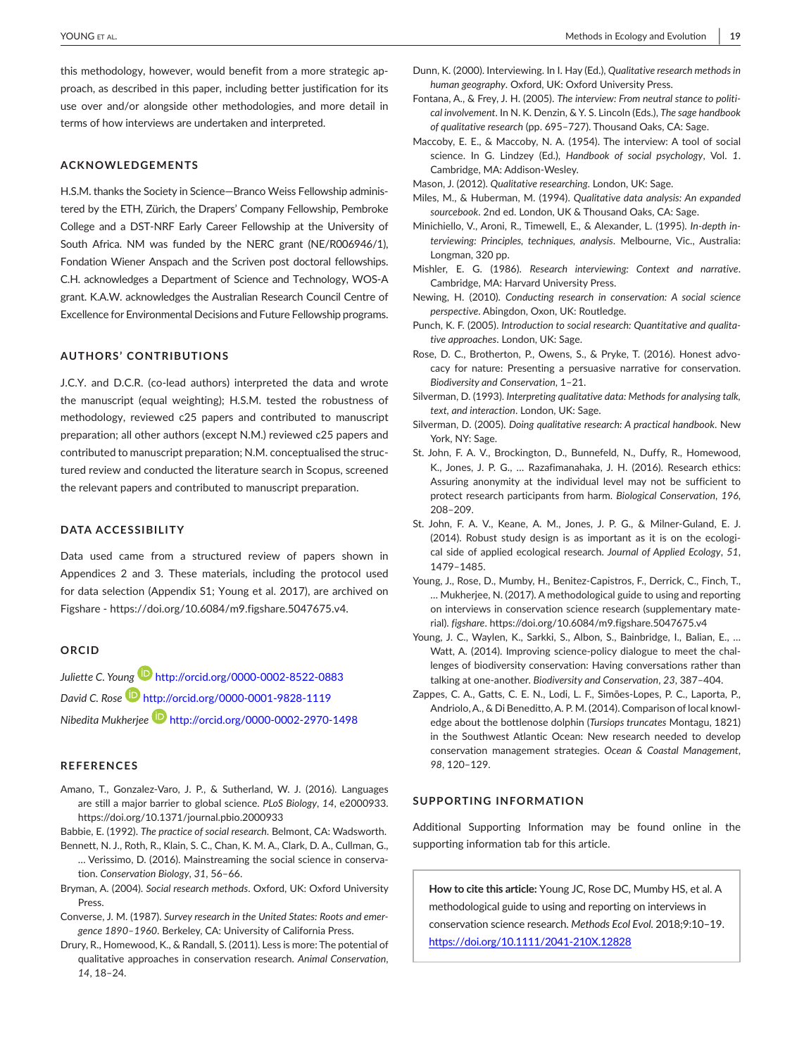this methodology, however, would benefit from a more strategic approach, as described in this paper, including better justification for its use over and/or alongside other methodologies, and more detail in terms of how interviews are undertaken and interpreted.

## ACKNOWLEDGEMENTS

H.S.M. thanks the Society in Science—Branco Weiss Fellowship administered by the ETH, Zürich, the Drapers' Company Fellowship, Pembroke College and a DST-NRF Early Career Fellowship at the University of South Africa. NM was funded by the NERC grant (NE/R006946/1), Fondation Wiener Anspach and the Scriven post doctoral fellowships. C.H. acknowledges a Department of Science and Technology, WOS-A grant. K.A.W. acknowledges the Australian Research Council Centre of Excellence for Environmental Decisions and Future Fellowship programs.

## AUTHORS' CONTRIBUTIONS

J.C.Y. and D.C.R. (co-lead authors) interpreted the data and wrote the manuscript (equal weighting); H.S.M. tested the robustness of methodology, reviewed c25 papers and contributed to manuscript preparation; all other authors (except N.M.) reviewed c25 papers and contributed to manuscript preparation; N.M. conceptualised the structured review and conducted the literature search in Scopus, screened the relevant papers and contributed to manuscript preparation.

## DATA ACCESSIBILITY

Data used came from a structured review of papers shown in Appendices 2 and 3. These materials, including the protocol used for data selection (Appendix S1; Young et al. 2017), are archived on Figshare - https://doi.org/10.6084/m9.figshare.5047675.v4.

## ORCID

*Juliette C. Young* http://orcid.org/0000-0002-8522-0883

*David C. Rose* http://orcid.org/0000-0001-9828-1119

*Nibedita Mukherjee* http://orcid.org/0000-0002-2970-1498

## REFERENCES

Amano, T., Gonzalez-Varo, J. P., & Sutherland, W. J. (2016). Languages are still a major barrier to global science. *PLoS Biology*, *14*, e2000933. https://doi.org/10.1371/journal.pbio.2000933

Babbie, E. (1992). *The practice of social research*. Belmont, CA: Wadsworth.

Bennett, N. J., Roth, R., Klain, S. C., Chan, K. M. A., Clark, D. A., Cullman, G., … Verissimo, D. (2016). Mainstreaming the social science in conservation. *Conservation Biology*, *31*, 56–66.

Bryman, A. (2004). *Social research methods*. Oxford, UK: Oxford University Press.

Converse, J. M. (1987). *Survey research in the United States: Roots and emergence 1890–1960*. Berkeley, CA: University of California Press.

Drury, R., Homewood, K., & Randall, S. (2011). Less is more: The potential of qualitative approaches in conservation research. *Animal Conservation*, *14*, 18–24.

Dunn, K. (2000). Interviewing. In I. Hay (Ed.), *Qualitative research methods in human geography*. Oxford, UK: Oxford University Press.

Fontana, A., & Frey, J. H. (2005). *The interview: From neutral stance to political involvement*. In N. K. Denzin, & Y. S. Lincoln (Eds.), *The sage handbook of qualitative research* (pp. 695–727). Thousand Oaks, CA: Sage.

Maccoby, E. E., & Maccoby, N. A. (1954). The interview: A tool of social science. In G. Lindzey (Ed.), *Handbook of social psychology*, Vol. *1*. Cambridge, MA: Addison-Wesley.

Mason, J. (2012). *Qualitative researching*. London, UK: Sage.

Miles, M., & Huberman, M. (1994). *Qualitative data analysis: An expanded sourcebook*. 2nd ed. London, UK & Thousand Oaks, CA: Sage.

Minichiello, V., Aroni, R., Timewell, E., & Alexander, L. (1995). *In-depth interviewing: Principles, techniques, analysis*. Melbourne, Vic., Australia: Longman, 320 pp.

Mishler, E. G. (1986). *Research interviewing: Context and narrative*. Cambridge, MA: Harvard University Press.

Newing, H. (2010). *Conducting research in conservation: A social science perspective*. Abingdon, Oxon, UK: Routledge.

Punch, K. F. (2005). *Introduction to social research: Quantitative and qualitative approaches*. London, UK: Sage.

Rose, D. C., Brotherton, P., Owens, S., & Pryke, T. (2016). Honest advocacy for nature: Presenting a persuasive narrative for conservation. *Biodiversity and Conservation*, 1–21.

Silverman, D. (1993). *Interpreting qualitative data: Methods for analysing talk, text, and interaction*. London, UK: Sage.

Silverman, D. (2005). *Doing qualitative research: A practical handbook*. New York, NY: Sage.

St. John, F. A. V., Brockington, D., Bunnefeld, N., Duffy, R., Homewood, K., Jones, J. P. G., … Razafimanahaka, J. H. (2016). Research ethics: Assuring anonymity at the individual level may not be sufficient to protect research participants from harm. *Biological Conservation*, *196*, 208–209.

St. John, F. A. V., Keane, A. M., Jones, J. P. G., & Milner-Guland, E. J. (2014). Robust study design is as important as it is on the ecological side of applied ecological research. *Journal of Applied Ecology*, *51*, 1479–1485.

Young, J., Rose, D., Mumby, H., Benitez-Capistros, F., Derrick, C., Finch, T., … Mukherjee, N. (2017). A methodological guide to using and reporting on interviews in conservation science research (supplementary material). *figshare*. https://doi.org/10.6084/m9.figshare.5047675.v4

Young, J. C., Waylen, K., Sarkki, S., Albon, S., Bainbridge, I., Balian, E., … Watt, A. (2014). Improving science-policy dialogue to meet the challenges of biodiversity conservation: Having conversations rather than talking at one-another. *Biodiversity and Conservation*, *23*, 387–404.

Zappes, C. A., Gatts, C. E. N., Lodi, L. F., Simões-Lopes, P. C., Laporta, P., Andriolo, A., & Di Beneditto, A. P. M. (2014). Comparison of local knowledge about the bottlenose dolphin (*Tursiops truncates* Montagu, 1821) in the Southwest Atlantic Ocean: New research needed to develop conservation management strategies. *Ocean & Coastal Management*, *98*, 120–129.

## SUPPORTING INFORMATION

Additional Supporting Information may be found online in the supporting information tab for this article.

**How to cite this article:** Young JC, Rose DC, Mumby HS, et al. A methodological guide to using and reporting on interviews in conservation science research. *Methods Ecol Evol*. 2018;9:10–19. https://doi.org/10.1111/2041-210X.12828